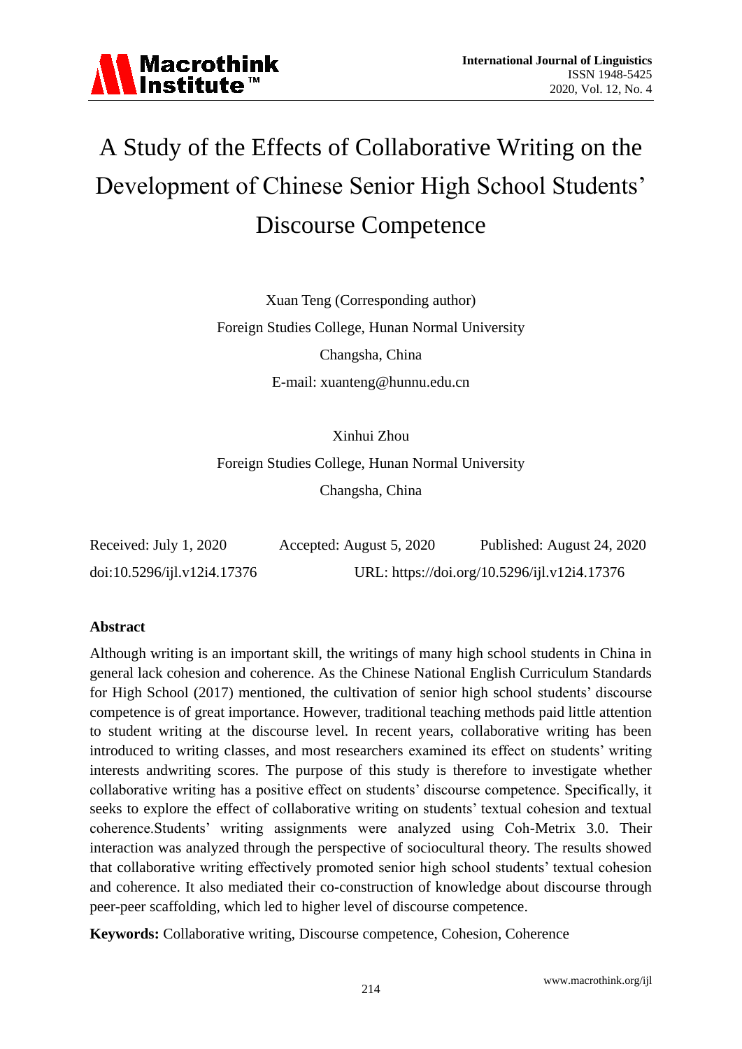# A Study of the Effects of Collaborative Writing on the Development of Chinese Senior High School Students' Discourse Competence

Xuan Teng (Corresponding author)

Foreign Studies College, Hunan Normal University

Changsha, China

E-mail: xuanteng@hunnu.edu.cn

Xinhui Zhou

Foreign Studies College, Hunan Normal University

Changsha, China

Received: July 1, 2020 Accepted: August 5, 2020 Published: August 24, 2020

doi:10.5296/ijl.v12i4.17376 URL: https://doi.org/10.5296/ijl.v12i4.17376

## Abstract

Although writing is an important skill, the writings of many high school students in China in general lack cohesion and coherence. As the Chinese National English Curriculum Standards for High School (2017) mentioned, the cultivation of senior high school students' discourse competence is of great importance. However, traditional teaching methods paid little attention to student writing at the discourse level. In recent years, collaborative writing has been introduced to writing classes, and most researchers examined its effect on students' writing interests andwriting scores. The purpose of this study is therefore to investigate whether collaborative writing has a positive effect on students' discourse competence. Specifically, it seeks to explore the effect of collaborative writing on students' textual cohesion and textual coherence.Students' writing assignments were analyzed using Coh-Metrix 3.0. Their interaction was analyzed through the perspective of sociocultural theory. The results showed that collaborative writing effectively promoted senior high school students' textual cohesion and coherence. It also mediated their co-construction of knowledge about discourse through peer-peer scaffolding, which led to higher level of discourse competence.

**Keywords:** Collaborative writing, Discourse competence, Cohesion, Coherence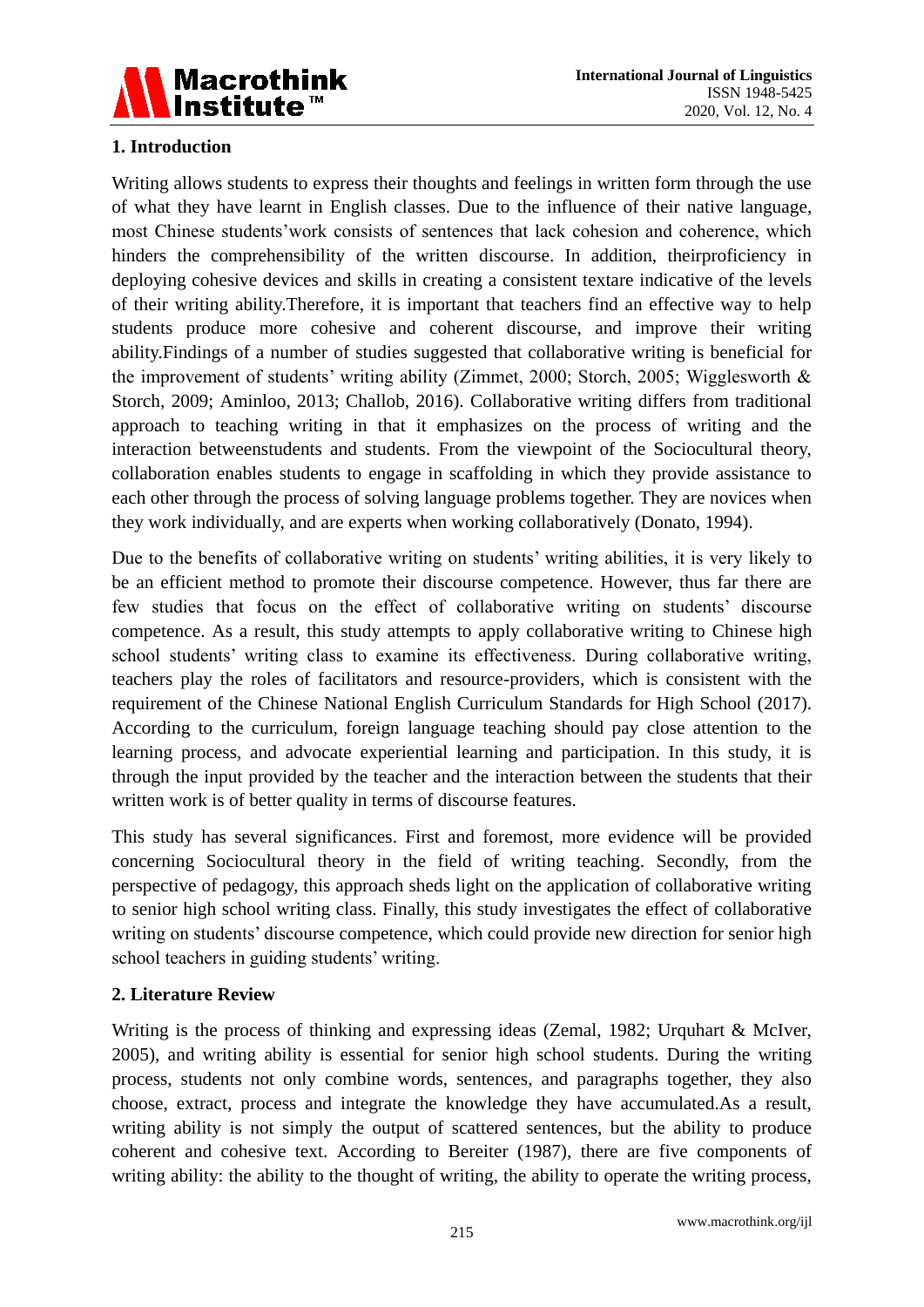## 1. Introduction

Writing allows students to express their thoughts and feelings in written form through the use of what they have learnt in English classes. Due to the influence of their native language, most Chinese students'work consists of sentences that lack cohesion and coherence, which hinders the comprehensibility of the written discourse. In addition, theirproficiency in deploying cohesive devices and skills in creating a consistent textare indicative of the levels of their writing ability.Therefore, it is important that teachers find an effective way to help students produce more cohesive and coherent discourse, and improve their writing ability.Findings of a number of studies suggested that collaborative writing is beneficial for the improvement of students' writing ability (Zimmet, 2000; Storch, 2005; Wigglesworth & Storch, 2009; Aminloo, 2013; Challob, 2016). Collaborative writing differs from traditional approach to teaching writing in that it emphasizes on the process of writing and the interaction betweenstudents and students. From the viewpoint of the Sociocultural theory, collaboration enables students to engage in scaffolding in which they provide assistance to each other through the process of solving language problems together. They are novices when they work individually, and are experts when working collaboratively (Donato, 1994).

Due to the benefits of collaborative writing on students' writing abilities, it is very likely to be an efficient method to promote their discourse competence. However, thus far there are few studies that focus on the effect of collaborative writing on students' discourse competence. As a result, this study attempts to apply collaborative writing to Chinese high school students' writing class to examine its effectiveness. During collaborative writing, teachers play the roles of facilitators and resource-providers, which is consistent with the requirement of the Chinese National English Curriculum Standards for High School (2017). According to the curriculum, foreign language teaching should pay close attention to the learning process, and advocate experiential learning and participation. In this study, it is through the input provided by the teacher and the interaction between the students that their written work is of better quality in terms of discourse features.

This study has several significances. First and foremost, more evidence will be provided concerning Sociocultural theory in the field of writing teaching. Secondly, from the perspective of pedagogy, this approach sheds light on the application of collaborative writing to senior high school writing class. Finally, this study investigates the effect of collaborative writing on students' discourse competence, which could provide new direction for senior high school teachers in guiding students' writing.

## 2. Literature Review

Writing is the process of thinking and expressing ideas (Zemal, 1982; Urquhart & McIver, 2005), and writing ability is essential for senior high school students. During the writing process, students not only combine words, sentences, and paragraphs together, they also choose, extract, process and integrate the knowledge they have accumulated.As a result, writing ability is not simply the output of scattered sentences, but the ability to produce coherent and cohesive text. According to Bereiter (1987), there are five components of writing ability: the ability to the thought of writing, the ability to operate the writing process,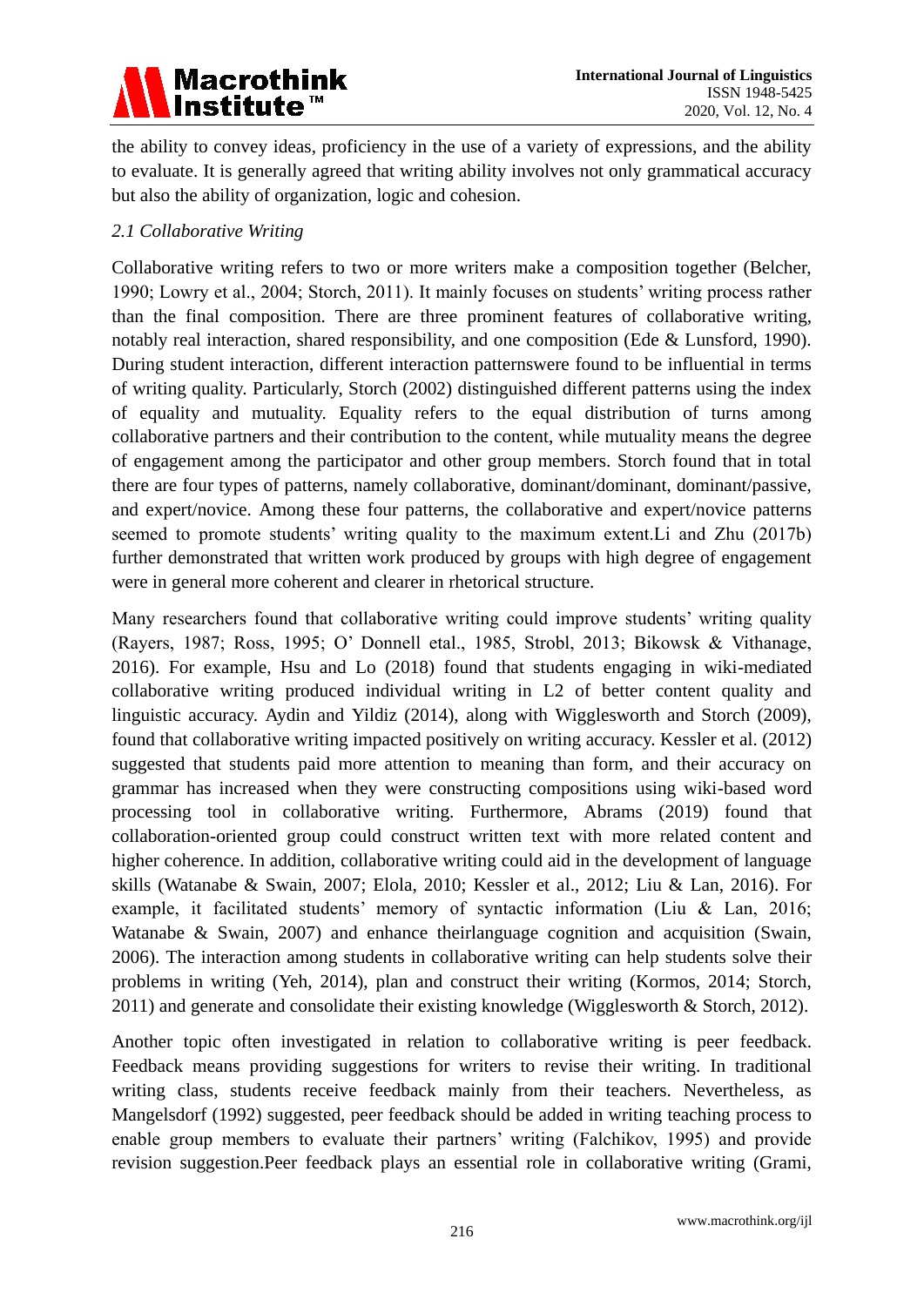the ability to convey ideas, proficiency in the use of a variety of expressions, and the ability to evaluate. It is generally agreed that writing ability involves not only grammatical accuracy but also the ability of organization, logic and cohesion.

### *2.1 Collaborative Writing*

Collaborative writing refers to two or more writers make a composition together (Belcher, 1990; Lowry et al., 2004; Storch, 2011). It mainly focuses on students' writing process rather than the final composition. There are three prominent features of collaborative writing, notably real interaction, shared responsibility, and one composition (Ede & Lunsford, 1990). During student interaction, different interaction patternswere found to be influential in terms of writing quality. Particularly, Storch (2002) distinguished different patterns using the index of equality and mutuality. Equality refers to the equal distribution of turns among collaborative partners and their contribution to the content, while mutuality means the degree of engagement among the participator and other group members. Storch found that in total there are four types of patterns, namely collaborative, dominant/dominant, dominant/passive, and expert/novice. Among these four patterns, the collaborative and expert/novice patterns seemed to promote students' writing quality to the maximum extent.Li and Zhu (2017b) further demonstrated that written work produced by groups with high degree of engagement were in general more coherent and clearer in rhetorical structure.

Many researchers found that collaborative writing could improve students' writing quality (Rayers, 1987; Ross, 1995; O' Donnell etal., 1985, Strobl, 2013; Bikowsk & Vithanage, 2016). For example, Hsu and Lo (2018) found that students engaging in wiki-mediated collaborative writing produced individual writing in L2 of better content quality and linguistic accuracy. Aydin and Yildiz (2014), along with Wigglesworth and Storch (2009), found that collaborative writing impacted positively on writing accuracy. Kessler et al. (2012) suggested that students paid more attention to meaning than form, and their accuracy on grammar has increased when they were constructing compositions using wiki-based word processing tool in collaborative writing. Furthermore, Abrams (2019) found that collaboration-oriented group could construct written text with more related content and higher coherence. In addition, collaborative writing could aid in the development of language skills (Watanabe & Swain, 2007; Elola, 2010; Kessler et al., 2012; Liu & Lan, 2016). For example, it facilitated students' memory of syntactic information (Liu & Lan, 2016; Watanabe & Swain, 2007) and enhance theirlanguage cognition and acquisition (Swain, 2006). The interaction among students in collaborative writing can help students solve their problems in writing (Yeh, 2014), plan and construct their writing (Kormos, 2014; Storch, 2011) and generate and consolidate their existing knowledge (Wigglesworth & Storch, 2012).

Another topic often investigated in relation to collaborative writing is peer feedback. Feedback means providing suggestions for writers to revise their writing. In traditional writing class, students receive feedback mainly from their teachers. Nevertheless, as Mangelsdorf (1992) suggested, peer feedback should be added in writing teaching process to enable group members to evaluate their partners' writing (Falchikov, 1995) and provide revision suggestion.Peer feedback plays an essential role in collaborative writing (Grami,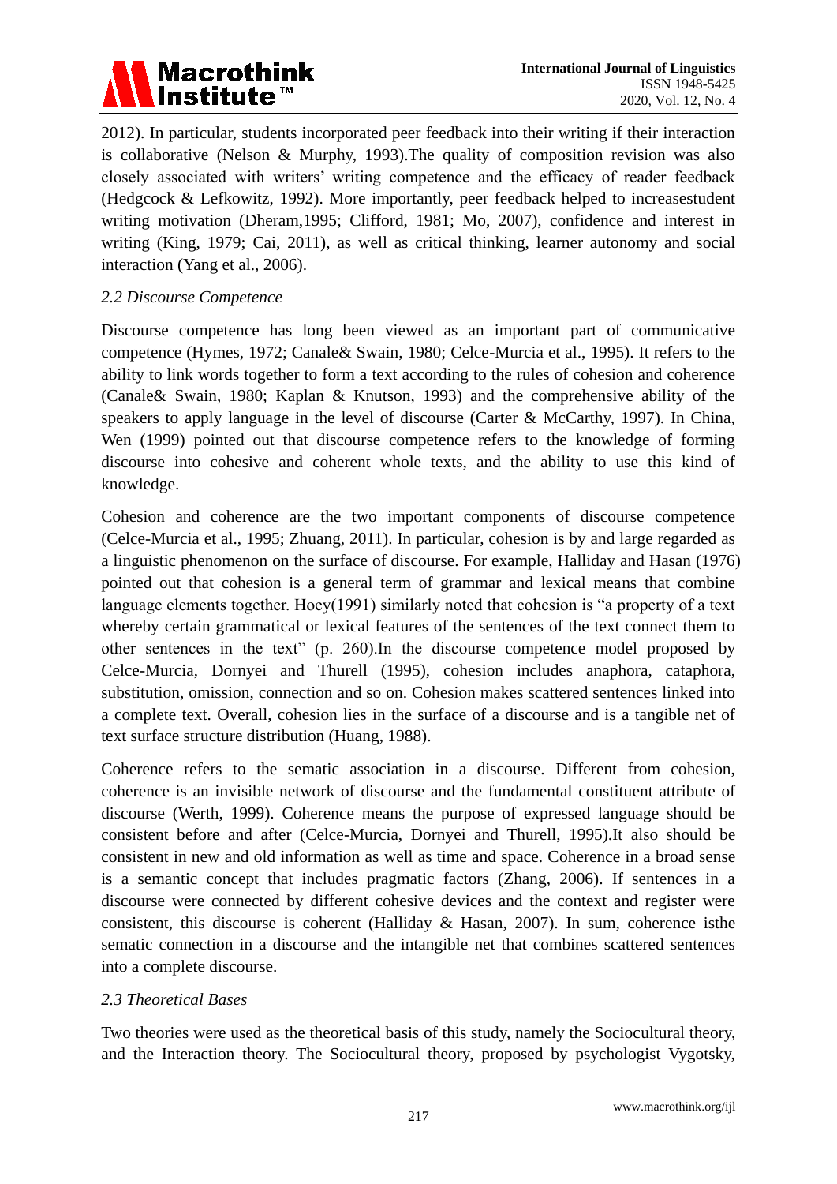2012). In particular, students incorporated peer feedback into their writing if their interaction is collaborative (Nelson & Murphy, 1993).The quality of composition revision was also closely associated with writers' writing competence and the efficacy of reader feedback (Hedgcock & Lefkowitz, 1992). More importantly, peer feedback helped to increasestudent writing motivation (Dheram,1995; Clifford, 1981; Mo, 2007), confidence and interest in writing (King, 1979; Cai, 2011), as well as critical thinking, learner autonomy and social interaction (Yang et al., 2006).

### *2.2 Discourse Competence*

Discourse competence has long been viewed as an important part of communicative competence (Hymes, 1972; Canale& Swain, 1980; Celce-Murcia et al., 1995). It refers to the ability to link words together to form a text according to the rules of cohesion and coherence (Canale& Swain, 1980; Kaplan & Knutson, 1993) and the comprehensive ability of the speakers to apply language in the level of discourse (Carter & McCarthy, 1997). In China, Wen (1999) pointed out that discourse competence refers to the knowledge of forming discourse into cohesive and coherent whole texts, and the ability to use this kind of knowledge.

Cohesion and coherence are the two important components of discourse competence (Celce-Murcia et al., 1995; Zhuang, 2011). In particular, cohesion is by and large regarded as a linguistic phenomenon on the surface of discourse. For example, Halliday and Hasan (1976) pointed out that cohesion is a general term of grammar and lexical means that combine language elements together. Hoey(1991) similarly noted that cohesion is "a property of a text whereby certain grammatical or lexical features of the sentences of the text connect them to other sentences in the text" (p. 260).In the discourse competence model proposed by Celce-Murcia, Dornyei and Thurell (1995), cohesion includes anaphora, cataphora, substitution, omission, connection and so on. Cohesion makes scattered sentences linked into a complete text. Overall, cohesion lies in the surface of a discourse and is a tangible net of text surface structure distribution (Huang, 1988).

Coherence refers to the sematic association in a discourse. Different from cohesion, coherence is an invisible network of discourse and the fundamental constituent attribute of discourse (Werth, 1999). Coherence means the purpose of expressed language should be consistent before and after (Celce-Murcia, Dornyei and Thurell, 1995).It also should be consistent in new and old information as well as time and space. Coherence in a broad sense is a semantic concept that includes pragmatic factors (Zhang, 2006). If sentences in a discourse were connected by different cohesive devices and the context and register were consistent, this discourse is coherent (Halliday & Hasan, 2007). In sum, coherence isthe sematic connection in a discourse and the intangible net that combines scattered sentences into a complete discourse.

### *2.3 Theoretical Bases*

Two theories were used as the theoretical basis of this study, namely the Sociocultural theory, and the Interaction theory. The Sociocultural theory, proposed by psychologist Vygotsky,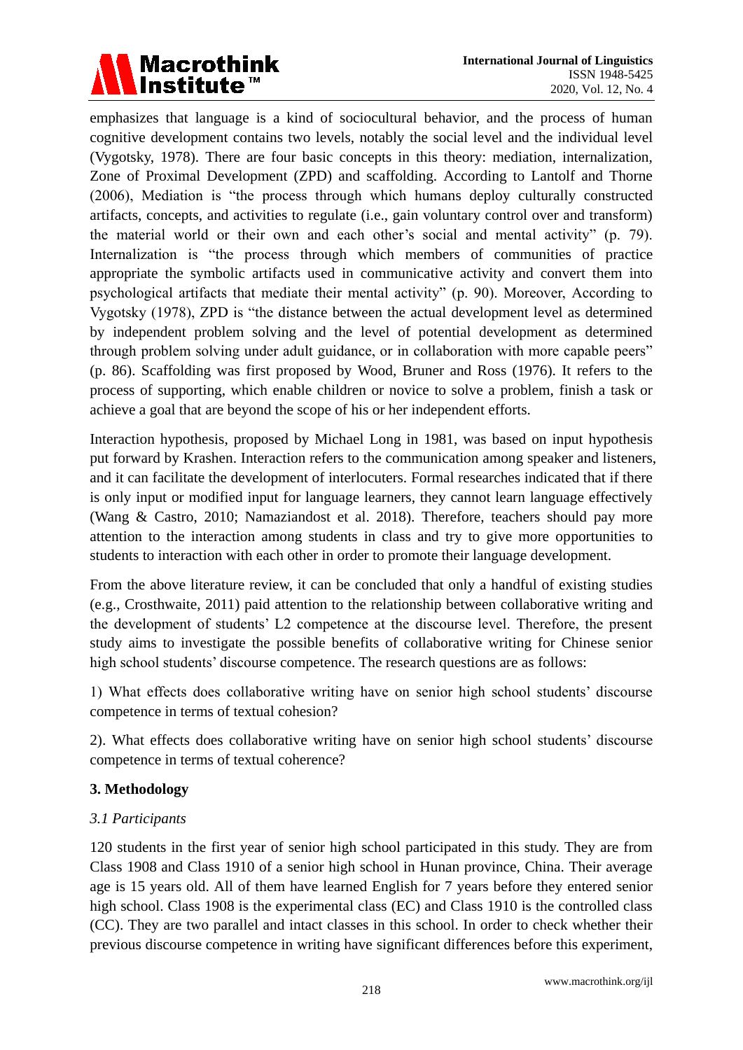emphasizes that language is a kind of sociocultural behavior, and the process of human cognitive development contains two levels, notably the social level and the individual level (Vygotsky, 1978). There are four basic concepts in this theory: mediation, internalization, Zone of Proximal Development (ZPD) and scaffolding. According to Lantolf and Thorne (2006), Mediation is "the process through which humans deploy culturally constructed artifacts, concepts, and activities to regulate (i.e., gain voluntary control over and transform) the material world or their own and each other's social and mental activity" (p. 79). Internalization is "the process through which members of communities of practice appropriate the symbolic artifacts used in communicative activity and convert them into psychological artifacts that mediate their mental activity" (p. 90). Moreover, According to Vygotsky (1978), ZPD is "the distance between the actual development level as determined by independent problem solving and the level of potential development as determined through problem solving under adult guidance, or in collaboration with more capable peers" (p. 86). Scaffolding was first proposed by Wood, Bruner and Ross (1976). It refers to the process of supporting, which enable children or novice to solve a problem, finish a task or achieve a goal that are beyond the scope of his or her independent efforts.

Interaction hypothesis, proposed by Michael Long in 1981, was based on input hypothesis put forward by Krashen. Interaction refers to the communication among speaker and listeners, and it can facilitate the development of interlocuters. Formal researches indicated that if there is only input or modified input for language learners, they cannot learn language effectively (Wang & Castro, 2010; Namaziandost et al. 2018). Therefore, teachers should pay more attention to the interaction among students in class and try to give more opportunities to students to interaction with each other in order to promote their language development.

From the above literature review, it can be concluded that only a handful of existing studies (e.g., Crosthwaite, 2011) paid attention to the relationship between collaborative writing and the development of students' L2 competence at the discourse level. Therefore, the present study aims to investigate the possible benefits of collaborative writing for Chinese senior high school students' discourse competence. The research questions are as follows:

1) What effects does collaborative writing have on senior high school students' discourse competence in terms of textual cohesion?

2). What effects does collaborative writing have on senior high school students' discourse competence in terms of textual coherence?

## 3. Methodology

### *3.1 Participants*

120 students in the first year of senior high school participated in this study. They are from Class 1908 and Class 1910 of a senior high school in Hunan province, China. Their average age is 15 years old. All of them have learned English for 7 years before they entered senior high school. Class 1908 is the experimental class (EC) and Class 1910 is the controlled class (CC). They are two parallel and intact classes in this school. In order to check whether their previous discourse competence in writing have significant differences before this experiment,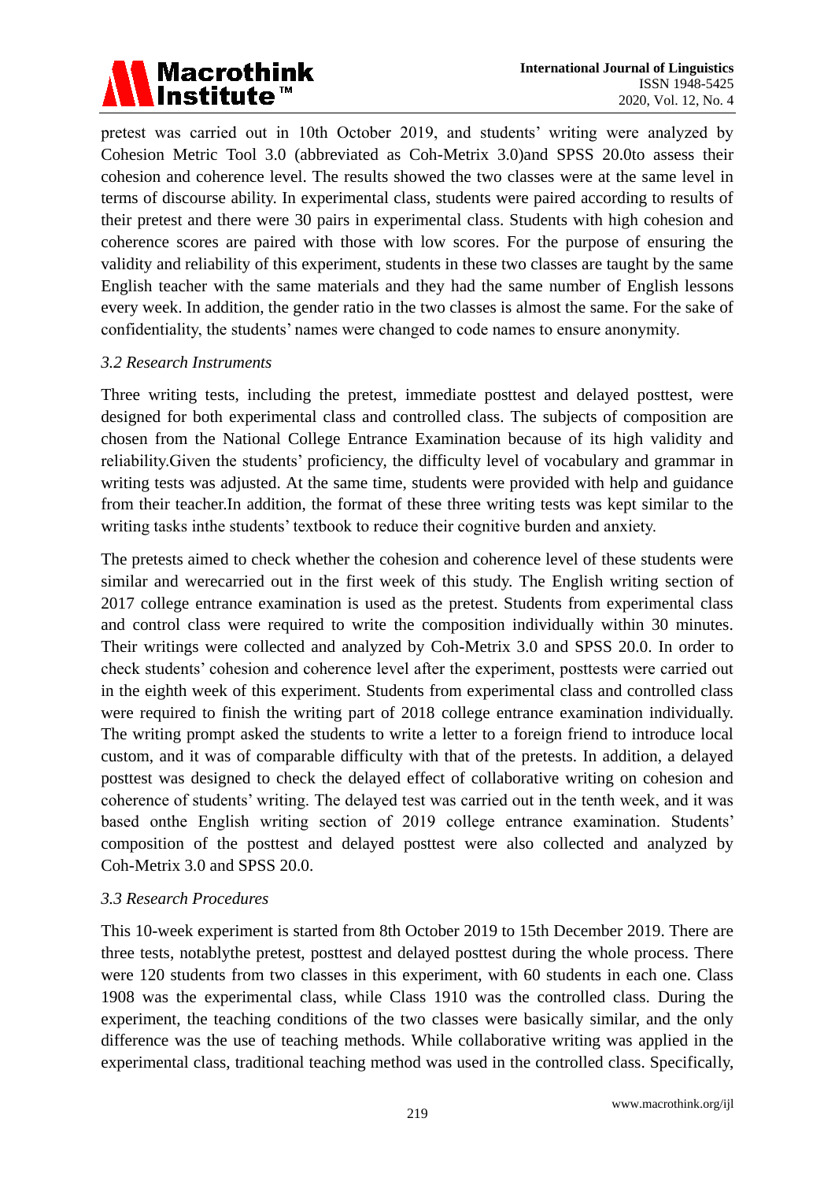pretest was carried out in 10th October 2019, and students' writing were analyzed by Cohesion Metric Tool 3.0 (abbreviated as Coh-Metrix 3.0)and SPSS 20.0to assess their cohesion and coherence level. The results showed the two classes were at the same level in terms of discourse ability. In experimental class, students were paired according to results of their pretest and there were 30 pairs in experimental class. Students with high cohesion and coherence scores are paired with those with low scores. For the purpose of ensuring the validity and reliability of this experiment, students in these two classes are taught by the same English teacher with the same materials and they had the same number of English lessons every week. In addition, the gender ratio in the two classes is almost the same. For the sake of confidentiality, the students' names were changed to code names to ensure anonymity.

### *3.2 Research Instruments*

Three writing tests, including the pretest, immediate posttest and delayed posttest, were designed for both experimental class and controlled class. The subjects of composition are chosen from the National College Entrance Examination because of its high validity and reliability.Given the students' proficiency, the difficulty level of vocabulary and grammar in writing tests was adjusted. At the same time, students were provided with help and guidance from their teacher.In addition, the format of these three writing tests was kept similar to the writing tasks inthe students' textbook to reduce their cognitive burden and anxiety.

The pretests aimed to check whether the cohesion and coherence level of these students were similar and werecarried out in the first week of this study. The English writing section of 2017 college entrance examination is used as the pretest. Students from experimental class and control class were required to write the composition individually within 30 minutes. Their writings were collected and analyzed by Coh-Metrix 3.0 and SPSS 20.0. In order to check students' cohesion and coherence level after the experiment, posttests were carried out in the eighth week of this experiment. Students from experimental class and controlled class were required to finish the writing part of 2018 college entrance examination individually. The writing prompt asked the students to write a letter to a foreign friend to introduce local custom, and it was of comparable difficulty with that of the pretests. In addition, a delayed posttest was designed to check the delayed effect of collaborative writing on cohesion and coherence of students' writing. The delayed test was carried out in the tenth week, and it was based onthe English writing section of 2019 college entrance examination. Students' composition of the posttest and delayed posttest were also collected and analyzed by Coh-Metrix 3.0 and SPSS 20.0.

### *3.3 Research Procedures*

This 10-week experiment is started from 8th October 2019 to 15th December 2019. There are three tests, notablythe pretest, posttest and delayed posttest during the whole process. There were 120 students from two classes in this experiment, with 60 students in each one. Class 1908 was the experimental class, while Class 1910 was the controlled class. During the experiment, the teaching conditions of the two classes were basically similar, and the only difference was the use of teaching methods. While collaborative writing was applied in the experimental class, traditional teaching method was used in the controlled class. Specifically,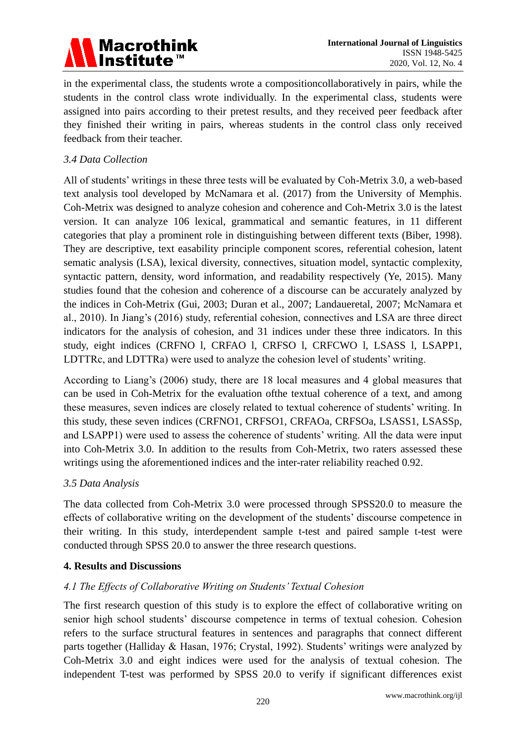in the experimental class, the students wrote a compositioncollaboratively in pairs, while the students in the control class wrote individually. In the experimental class, students were assigned into pairs according to their pretest results, and they received peer feedback after they finished their writing in pairs, whereas students in the control class only received feedback from their teacher.

### *3.4 Data Collection*

All of students' writings in these three tests will be evaluated by Coh-Metrix 3.0, a web-based text analysis tool developed by McNamara et al. (2017) from the University of Memphis. Coh-Metrix was designed to analyze cohesion and coherence and Coh-Metrix 3.0 is the latest version. It can analyze 106 lexical, grammatical and semantic features, in 11 different categories that play a prominent role in distinguishing between different texts (Biber, 1998). They are descriptive, text easability principle component scores, referential cohesion, latent sematic analysis (LSA), lexical diversity, connectives, situation model, syntactic complexity, syntactic pattern, density, word information, and readability respectively (Ye, 2015). Many studies found that the cohesion and coherence of a discourse can be accurately analyzed by the indices in Coh-Metrix (Gui, 2003; Duran et al., 2007; Landaueretal, 2007; McNamara et al., 2010). In Jiang's (2016) study, referential cohesion, connectives and LSA are three direct indicators for the analysis of cohesion, and 31 indices under these three indicators. In this study, eight indices (CRFNO l, CRFAO l, CRFSO l, CRFCWO l, LSASS l, LSAPP1, LDTTRc, and LDTTRa) were used to analyze the cohesion level of students' writing.

According to Liang's (2006) study, there are 18 local measures and 4 global measures that can be used in Coh-Metrix for the evaluation ofthe textual coherence of a text, and among these measures, seven indices are closely related to textual coherence of students' writing. In this study, these seven indices (CRFNO1, CRFSO1, CRFAOa, CRFSOa, LSASS1, LSASSp, and LSAPP1) were used to assess the coherence of students' writing. All the data were input into Coh-Metrix 3.0. In addition to the results from Coh-Metrix, two raters assessed these writings using the aforementioned indices and the inter-rater reliability reached 0.92.

### *3.5 Data Analysis*

The data collected from Coh-Metrix 3.0 were processed through SPSS20.0 to measure the effects of collaborative writing on the development of the students' discourse competence in their writing. In this study, interdependent sample t-test and paired sample t-test were conducted through SPSS 20.0 to answer the three research questions.

## **4. Results and Discussions**

### *4.1 The Effects of Collaborative Writing on Students' Textual Cohesion*

The first research question of this study is to explore the effect of collaborative writing on senior high school students' discourse competence in terms of textual cohesion. Cohesion refers to the surface structural features in sentences and paragraphs that connect different parts together (Halliday & Hasan, 1976; Crystal, 1992). Students' writings were analyzed by Coh-Metrix 3.0 and eight indices were used for the analysis of textual cohesion. The independent T-test was performed by SPSS 20.0 to verify if significant differences exist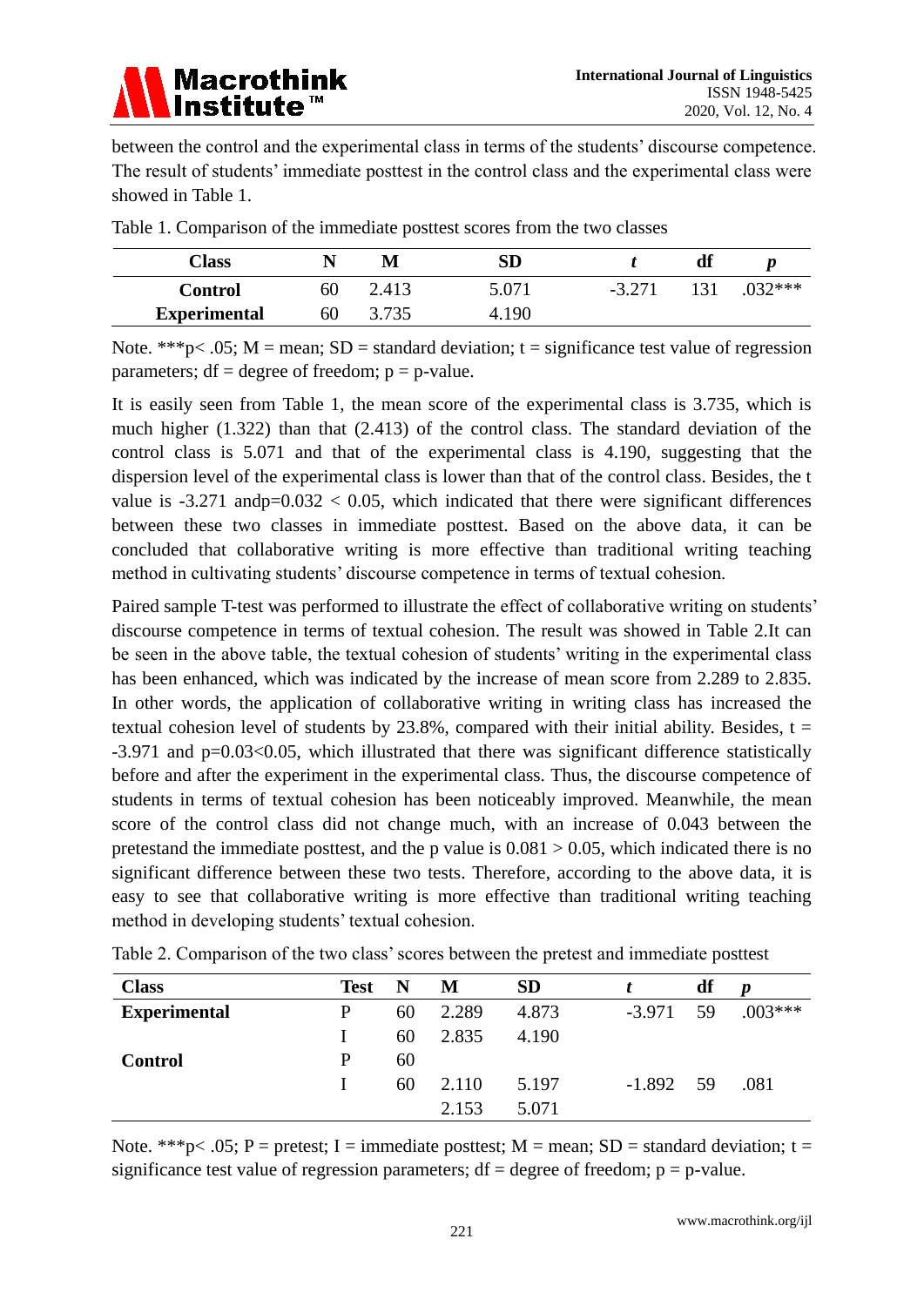between the control and the experimental class in terms of the students' discourse competence. The result of students' immediate posttest in the control class and the experimental class were showed in Table 1.

Table 1. Comparison of the immediate posttest scores from the two classes

| Class | N | M | SD | *t* | df | *p* |
|---|---|---|---|---|---|---|
| **Control** | 60 | 2.413 | 5.071 | -3.271 | 131 | .032*** |
| **Experimental** | 60 | 3.735 | 4.190 | | | |

Note. ***p< .05; M = mean; SD = standard deviation; t = significance test value of regression parameters; df = degree of freedom; p = p-value.

It is easily seen from Table 1, the mean score of the experimental class is 3.735, which is much higher (1.322) than that (2.413) of the control class. The standard deviation of the control class is 5.071 and that of the experimental class is 4.190, suggesting that the dispersion level of the experimental class is lower than that of the control class. Besides, the t value is -3.271 andp=0.032 < 0.05, which indicated that there were significant differences between these two classes in immediate posttest. Based on the above data, it can be concluded that collaborative writing is more effective than traditional writing teaching method in cultivating students' discourse competence in terms of textual cohesion.

Paired sample T-test was performed to illustrate the effect of collaborative writing on students' discourse competence in terms of textual cohesion. The result was showed in Table 2.It can be seen in the above table, the textual cohesion of students' writing in the experimental class has been enhanced, which was indicated by the increase of mean score from 2.289 to 2.835. In other words, the application of collaborative writing in writing class has increased the textual cohesion level of students by 23.8%, compared with their initial ability. Besides, t = -3.971 and p=0.03<0.05, which illustrated that there was significant difference statistically before and after the experiment in the experimental class. Thus, the discourse competence of students in terms of textual cohesion has been noticeably improved. Meanwhile, the mean score of the control class did not change much, with an increase of 0.043 between the pretestand the immediate posttest, and the p value is 0.081 > 0.05, which indicated there is no significant difference between these two tests. Therefore, according to the above data, it is easy to see that collaborative writing is more effective than traditional writing teaching method in developing students' textual cohesion.

Table 2. Comparison of the two class' scores between the pretest and immediate posttest

| Class | Test | N | M | SD | *t* | df | *p* |
|---|---|---|---|---|---|---|---|
| **Experimental** | P | 60 | 2.289 | 4.873 | -3.971 | 59 | .003*** |
| | I | 60 | 2.835 | 4.190 | | | |
| **Control** | P | 60 | | | | | |
| | I | 60 | 2.110 | 5.197 | -1.892 | 59 | .081 |
| | | | 2.153 | 5.071 | | | |

Note. ***p< .05; P = pretest; I = immediate posttest; M = mean; SD = standard deviation; t = significance test value of regression parameters; df = degree of freedom; p = p-value.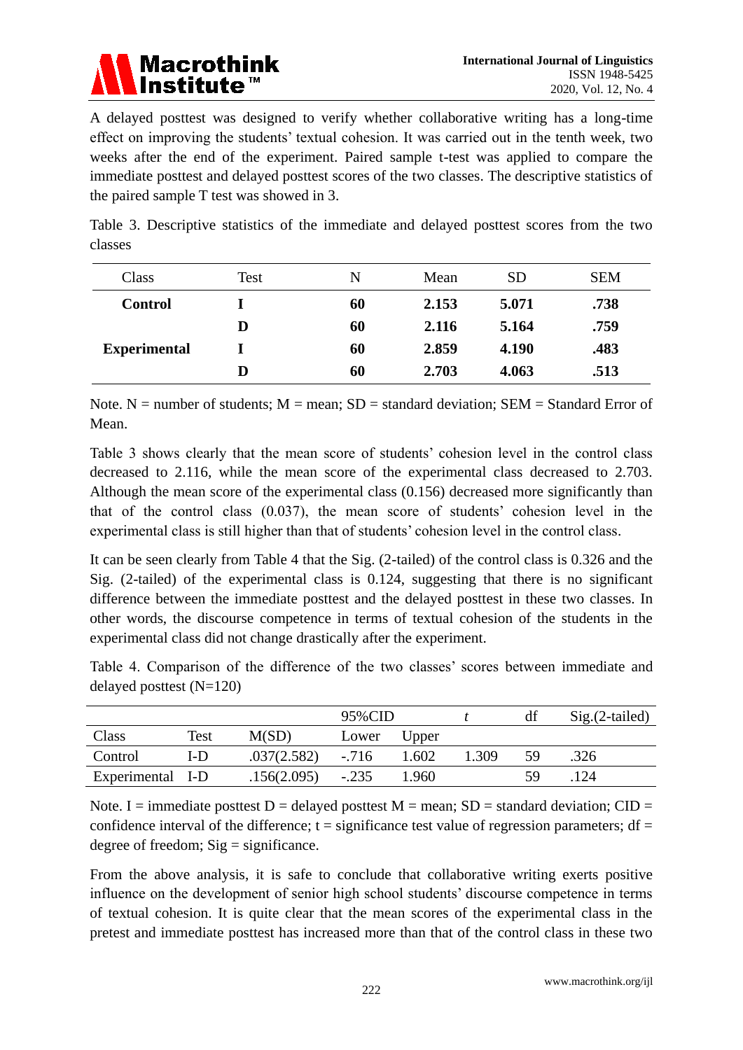A delayed posttest was designed to verify whether collaborative writing has a long-time effect on improving the students' textual cohesion. It was carried out in the tenth week, two weeks after the end of the experiment. Paired sample t-test was applied to compare the immediate posttest and delayed posttest scores of the two classes. The descriptive statistics of the paired sample T test was showed in 3.

Table 3. Descriptive statistics of the immediate and delayed posttest scores from the two classes

| Class | Test | N | Mean | SD | SEM |
|---|---|---|---|---|---|
| **Control** | **I** | **60** | **2.153** | **5.071** | **.738** |
| | **D** | **60** | **2.116** | **5.164** | **.759** |
| **Experimental** | **I** | **60** | **2.859** | **4.190** | **.483** |
| | **D** | **60** | **2.703** | **4.063** | **.513** |

Note. N = number of students; M = mean; SD = standard deviation; SEM = Standard Error of Mean.

Table 3 shows clearly that the mean score of students' cohesion level in the control class decreased to 2.116, while the mean score of the experimental class decreased to 2.703. Although the mean score of the experimental class (0.156) decreased more significantly than that of the control class (0.037), the mean score of students' cohesion level in the experimental class is still higher than that of students' cohesion level in the control class.

It can be seen clearly from Table 4 that the Sig. (2-tailed) of the control class is 0.326 and the Sig. (2-tailed) of the experimental class is 0.124, suggesting that there is no significant difference between the immediate posttest and the delayed posttest in these two classes. In other words, the discourse competence in terms of textual cohesion of the students in the experimental class did not change drastically after the experiment.

Table 4. Comparison of the difference of the two classes' scores between immediate and delayed posttest (N=120)

| | | | 95%CID | | *t* | df | Sig.(2-tailed) |
|---|---|---|---|---|---|---|---|
| Class | Test | M(SD) | Lower | Upper | | | |
| Control | I-D | .037(2.582) | -.716 | 1.602 | 1.309 | 59 | .326 |
| Experimental | I-D | .156(2.095) | -.235 | 1.960 | | 59 | .124 |

Note. I = immediate posttest D = delayed posttest M = mean; SD = standard deviation; CID = confidence interval of the difference; t = significance test value of regression parameters; df = degree of freedom; Sig = significance.

From the above analysis, it is safe to conclude that collaborative writing exerts positive influence on the development of senior high school students' discourse competence in terms of textual cohesion. It is quite clear that the mean scores of the experimental class in the pretest and immediate posttest has increased more than that of the control class in these two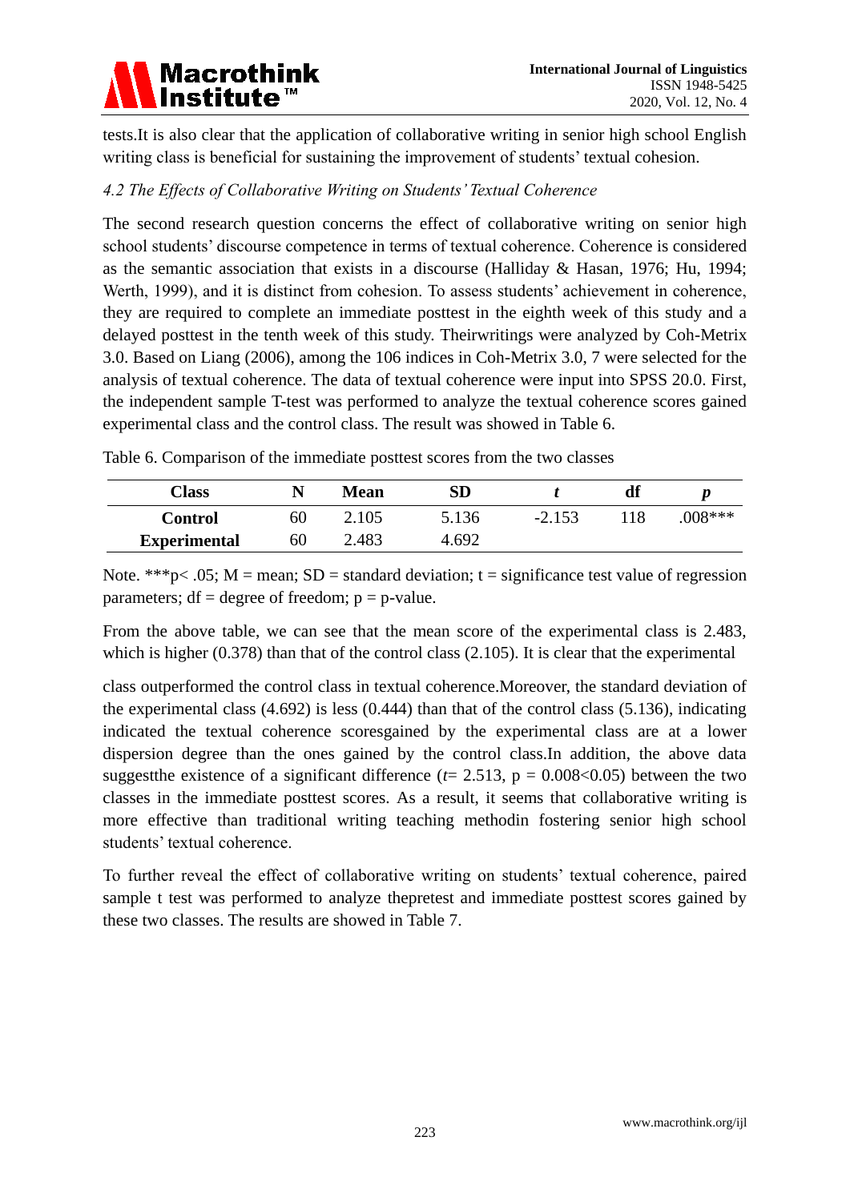tests.It is also clear that the application of collaborative writing in senior high school English writing class is beneficial for sustaining the improvement of students' textual cohesion.

### *4.2 The Effects of Collaborative Writing on Students' Textual Coherence*

The second research question concerns the effect of collaborative writing on senior high school students' discourse competence in terms of textual coherence. Coherence is considered as the semantic association that exists in a discourse (Halliday & Hasan, 1976; Hu, 1994; Werth, 1999), and it is distinct from cohesion. To assess students' achievement in coherence, they are required to complete an immediate posttest in the eighth week of this study and a delayed posttest in the tenth week of this study. Theirwritings were analyzed by Coh-Metrix 3.0. Based on Liang (2006), among the 106 indices in Coh-Metrix 3.0, 7 were selected for the analysis of textual coherence. The data of textual coherence were input into SPSS 20.0. First, the independent sample T-test was performed to analyze the textual coherence scores gained experimental class and the control class. The result was showed in Table 6.

Table 6. Comparison of the immediate posttest scores from the two classes

| Class | N | Mean | SD | *t* | df | *p* |
|---|---|---|---|---|---|---|
| **Control** | 60 | 2.105 | 5.136 | -2.153 | 118 | .008*** |
| **Experimental** | 60 | 2.483 | 4.692 | | | |

Note. ***p< .05; M = mean; SD = standard deviation; t = significance test value of regression parameters; df = degree of freedom; p = p-value.

From the above table, we can see that the mean score of the experimental class is 2.483, which is higher (0.378) than that of the control class (2.105). It is clear that the experimental class outperformed the control class in textual coherence.Moreover, the standard deviation of the experimental class (4.692) is less (0.444) than that of the control class (5.136), indicating indicated the textual coherence scoresgained by the experimental class are at a lower dispersion degree than the ones gained by the control class.In addition, the above data suggestthe existence of a significant difference ($t$= 2.513, $p = 0.008<0.05$) between the two classes in the immediate posttest scores. As a result, it seems that collaborative writing is more effective than traditional writing teaching methodin fostering senior high school students' textual coherence.

To further reveal the effect of collaborative writing on students' textual coherence, paired sample t test was performed to analyze thepretest and immediate posttest scores gained by these two classes. The results are showed in Table 7.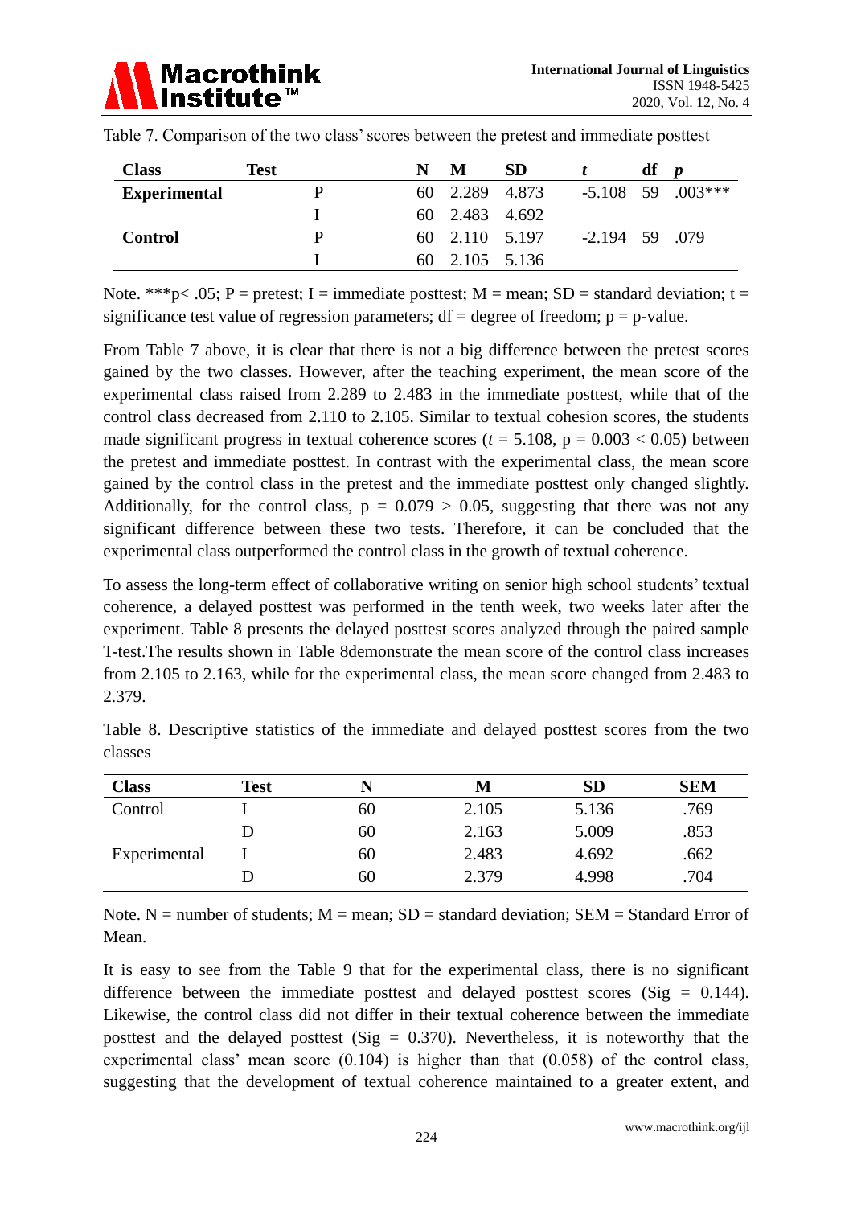Table 7. Comparison of the two class' scores between the pretest and immediate posttest

| Class | Test | N | M | SD | *t* | df | *p* |
|---|---|---|---|---|---|---|---|
| **Experimental** | P | 60 | 2.289 | 4.873 | -5.108 | 59 | .003*** |
| | I | 60 | 2.483 | 4.692 | | | |
| **Control** | P | 60 | 2.110 | 5.197 | -2.194 | 59 | .079 |
| | I | 60 | 2.105 | 5.136 | | | |

Note. ***p< .05; P = pretest; I = immediate posttest; M = mean; SD = standard deviation; t = significance test value of regression parameters; df = degree of freedom; p = p-value.

From Table 7 above, it is clear that there is not a big difference between the pretest scores gained by the two classes. However, after the teaching experiment, the mean score of the experimental class raised from 2.289 to 2.483 in the immediate posttest, while that of the control class decreased from 2.110 to 2.105. Similar to textual cohesion scores, the students made significant progress in textual coherence scores ($t$ = 5.108, p = 0.003 < 0.05) between the pretest and immediate posttest. In contrast with the experimental class, the mean score gained by the control class in the pretest and the immediate posttest only changed slightly. Additionally, for the control class, p = 0.079 > 0.05, suggesting that there was not any significant difference between these two tests. Therefore, it can be concluded that the experimental class outperformed the control class in the growth of textual coherence.

To assess the long-term effect of collaborative writing on senior high school students' textual coherence, a delayed posttest was performed in the tenth week, two weeks later after the experiment. Table 8 presents the delayed posttest scores analyzed through the paired sample T-test.The results shown in Table 8demonstrate the mean score of the control class increases from 2.105 to 2.163, while for the experimental class, the mean score changed from 2.483 to 2.379.

Table 8. Descriptive statistics of the immediate and delayed posttest scores from the two classes

| Class | Test | N | M | SD | SEM |
|---|---|---|---|---|---|
| Control | I | 60 | 2.105 | 5.136 | .769 |
| | D | 60 | 2.163 | 5.009 | .853 |
| Experimental | I | 60 | 2.483 | 4.692 | .662 |
| | D | 60 | 2.379 | 4.998 | .704 |

Note. N = number of students; M = mean; SD = standard deviation; SEM = Standard Error of Mean.

It is easy to see from the Table 9 that for the experimental class, there is no significant difference between the immediate posttest and delayed posttest scores (Sig = 0.144). Likewise, the control class did not differ in their textual coherence between the immediate posttest and the delayed posttest (Sig = 0.370). Nevertheless, it is noteworthy that the experimental class' mean score (0.104) is higher than that (0.058) of the control class, suggesting that the development of textual coherence maintained to a greater extent, and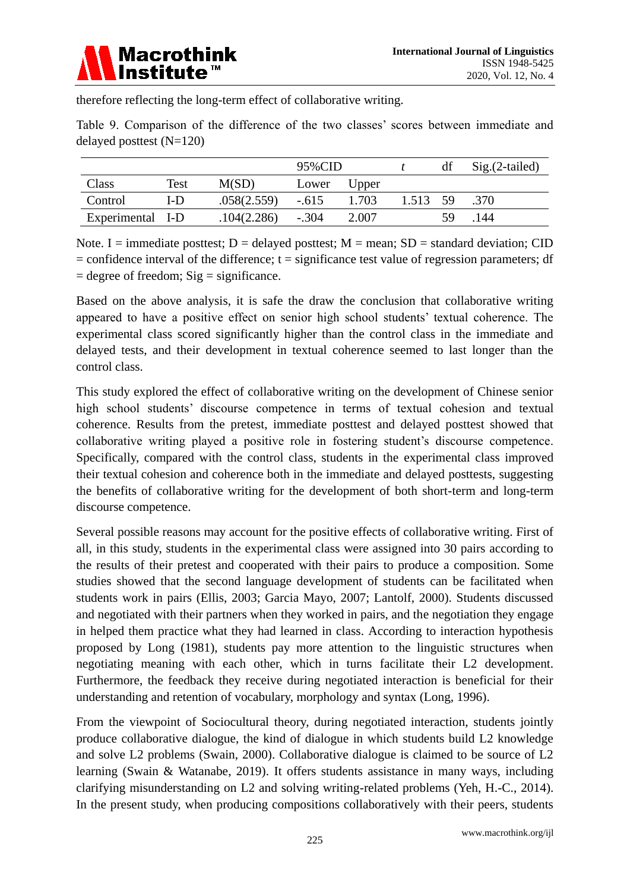therefore reflecting the long-term effect of collaborative writing.

Table 9. Comparison of the difference of the two classes' scores between immediate and delayed posttest (N=120)

| | | | 95%CID | | *t* | df | Sig.(2-tailed) |
|---|---|---|---|---|---|---|---|
| Class | Test | M(SD) | Lower | Upper | | | |
| Control | I-D | .058(2.559) | -.615 | 1.703 | 1.513 | 59 | .370 |
| Experimental | I-D | .104(2.286) | -.304 | 2.007 | | 59 | .144 |

Note. I = immediate posttest; D = delayed posttest; M = mean; SD = standard deviation; CID = confidence interval of the difference; t = significance test value of regression parameters; df = degree of freedom; Sig = significance.

Based on the above analysis, it is safe the draw the conclusion that collaborative writing appeared to have a positive effect on senior high school students' textual coherence. The experimental class scored significantly higher than the control class in the immediate and delayed tests, and their development in textual coherence seemed to last longer than the control class.

This study explored the effect of collaborative writing on the development of Chinese senior high school students' discourse competence in terms of textual cohesion and textual coherence. Results from the pretest, immediate posttest and delayed posttest showed that collaborative writing played a positive role in fostering student's discourse competence. Specifically, compared with the control class, students in the experimental class improved their textual cohesion and coherence both in the immediate and delayed posttests, suggesting the benefits of collaborative writing for the development of both short-term and long-term discourse competence.

Several possible reasons may account for the positive effects of collaborative writing. First of all, in this study, students in the experimental class were assigned into 30 pairs according to the results of their pretest and cooperated with their pairs to produce a composition. Some studies showed that the second language development of students can be facilitated when students work in pairs (Ellis, 2003; Garcia Mayo, 2007; Lantolf, 2000). Students discussed and negotiated with their partners when they worked in pairs, and the negotiation they engage in helped them practice what they had learned in class. According to interaction hypothesis proposed by Long (1981), students pay more attention to the linguistic structures when negotiating meaning with each other, which in turns facilitate their L2 development. Furthermore, the feedback they receive during negotiated interaction is beneficial for their understanding and retention of vocabulary, morphology and syntax (Long, 1996).

From the viewpoint of Sociocultural theory, during negotiated interaction, students jointly produce collaborative dialogue, the kind of dialogue in which students build L2 knowledge and solve L2 problems (Swain, 2000). Collaborative dialogue is claimed to be source of L2 learning (Swain & Watanabe, 2019). It offers students assistance in many ways, including clarifying misunderstanding on L2 and solving writing-related problems (Yeh, H.-C., 2014). In the present study, when producing compositions collaboratively with their peers, students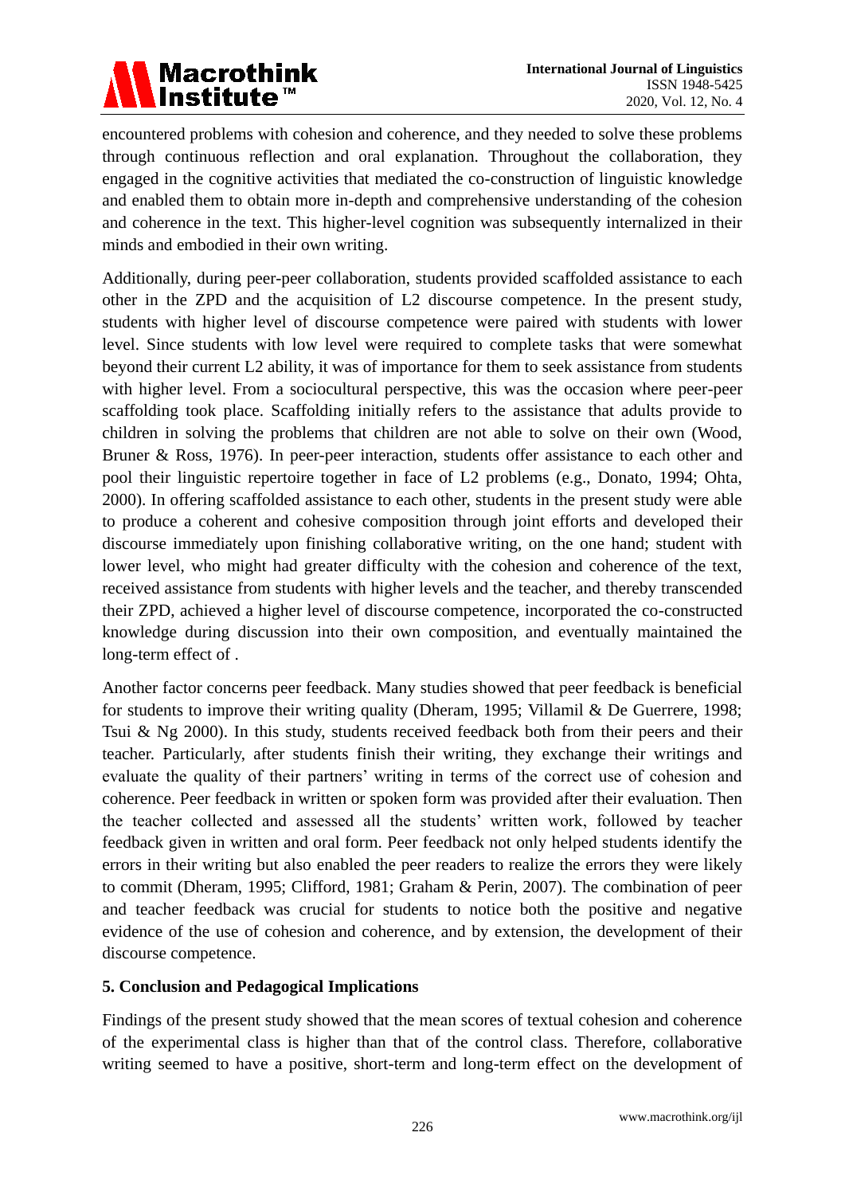encountered problems with cohesion and coherence, and they needed to solve these problems through continuous reflection and oral explanation. Throughout the collaboration, they engaged in the cognitive activities that mediated the co-construction of linguistic knowledge and enabled them to obtain more in-depth and comprehensive understanding of the cohesion and coherence in the text. This higher-level cognition was subsequently internalized in their minds and embodied in their own writing.

Additionally, during peer-peer collaboration, students provided scaffolded assistance to each other in the ZPD and the acquisition of L2 discourse competence. In the present study, students with higher level of discourse competence were paired with students with lower level. Since students with low level were required to complete tasks that were somewhat beyond their current L2 ability, it was of importance for them to seek assistance from students with higher level. From a sociocultural perspective, this was the occasion where peer-peer scaffolding took place. Scaffolding initially refers to the assistance that adults provide to children in solving the problems that children are not able to solve on their own (Wood, Bruner & Ross, 1976). In peer-peer interaction, students offer assistance to each other and pool their linguistic repertoire together in face of L2 problems (e.g., Donato, 1994; Ohta, 2000). In offering scaffolded assistance to each other, students in the present study were able to produce a coherent and cohesive composition through joint efforts and developed their discourse immediately upon finishing collaborative writing, on the one hand; student with lower level, who might had greater difficulty with the cohesion and coherence of the text, received assistance from students with higher levels and the teacher, and thereby transcended their ZPD, achieved a higher level of discourse competence, incorporated the co-constructed knowledge during discussion into their own composition, and eventually maintained the long-term effect of .

Another factor concerns peer feedback. Many studies showed that peer feedback is beneficial for students to improve their writing quality (Dheram, 1995; Villamil & De Guerrere, 1998; Tsui & Ng 2000). In this study, students received feedback both from their peers and their teacher. Particularly, after students finish their writing, they exchange their writings and evaluate the quality of their partners' writing in terms of the correct use of cohesion and coherence. Peer feedback in written or spoken form was provided after their evaluation. Then the teacher collected and assessed all the students' written work, followed by teacher feedback given in written and oral form. Peer feedback not only helped students identify the errors in their writing but also enabled the peer readers to realize the errors they were likely to commit (Dheram, 1995; Clifford, 1981; Graham & Perin, 2007). The combination of peer and teacher feedback was crucial for students to notice both the positive and negative evidence of the use of cohesion and coherence, and by extension, the development of their discourse competence.

## 5. Conclusion and Pedagogical Implications

Findings of the present study showed that the mean scores of textual cohesion and coherence of the experimental class is higher than that of the control class. Therefore, collaborative writing seemed to have a positive, short-term and long-term effect on the development of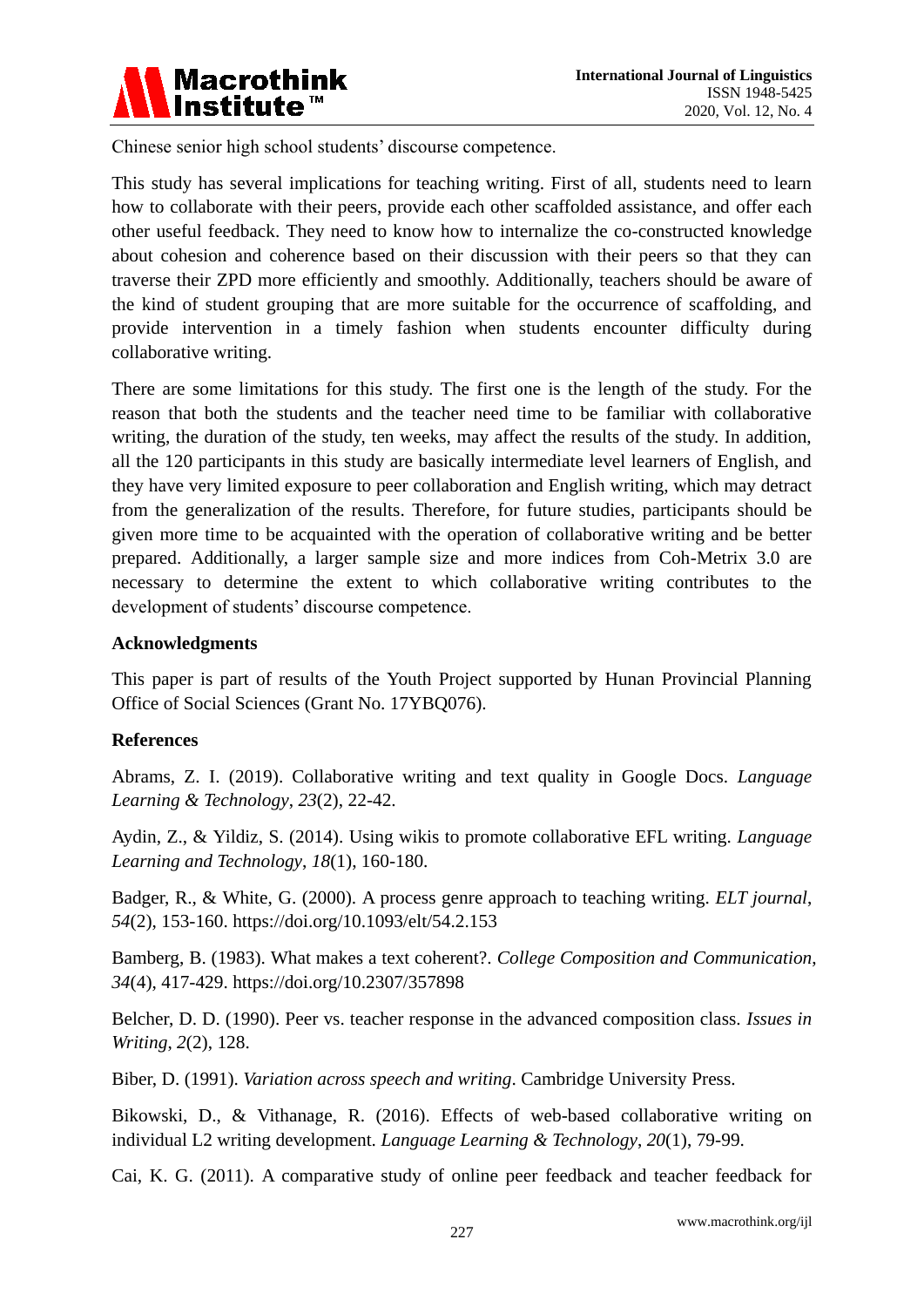Chinese senior high school students' discourse competence.

This study has several implications for teaching writing. First of all, students need to learn how to collaborate with their peers, provide each other scaffolded assistance, and offer each other useful feedback. They need to know how to internalize the co-constructed knowledge about cohesion and coherence based on their discussion with their peers so that they can traverse their ZPD more efficiently and smoothly. Additionally, teachers should be aware of the kind of student grouping that are more suitable for the occurrence of scaffolding, and provide intervention in a timely fashion when students encounter difficulty during collaborative writing.

There are some limitations for this study. The first one is the length of the study. For the reason that both the students and the teacher need time to be familiar with collaborative writing, the duration of the study, ten weeks, may affect the results of the study. In addition, all the 120 participants in this study are basically intermediate level learners of English, and they have very limited exposure to peer collaboration and English writing, which may detract from the generalization of the results. Therefore, for future studies, participants should be given more time to be acquainted with the operation of collaborative writing and be better prepared. Additionally, a larger sample size and more indices from Coh-Metrix 3.0 are necessary to determine the extent to which collaborative writing contributes to the development of students' discourse competence.

## Acknowledgments

This paper is part of results of the Youth Project supported by Hunan Provincial Planning Office of Social Sciences (Grant No. 17YBQ076).

## References

Abrams, Z. I. (2019). Collaborative writing and text quality in Google Docs. *Language Learning & Technology*, *23*(2), 22-42.

Aydin, Z., & Yildiz, S. (2014). Using wikis to promote collaborative EFL writing. *Language Learning and Technology*, *18*(1), 160-180.

Badger, R., & White, G. (2000). A process genre approach to teaching writing. *ELT journal*, *54*(2), 153-160. https://doi.org/10.1093/elt/54.2.153

Bamberg, B. (1983). What makes a text coherent?. *College Composition and Communication*, *34*(4), 417-429. https://doi.org/10.2307/357898

Belcher, D. D. (1990). Peer vs. teacher response in the advanced composition class. *Issues in Writing*, *2*(2), 128.

Biber, D. (1991). *Variation across speech and writing*. Cambridge University Press.

Bikowski, D., & Vithanage, R. (2016). Effects of web-based collaborative writing on individual L2 writing development. *Language Learning & Technology*, *20*(1), 79-99.

Cai, K. G. (2011). A comparative study of online peer feedback and teacher feedback for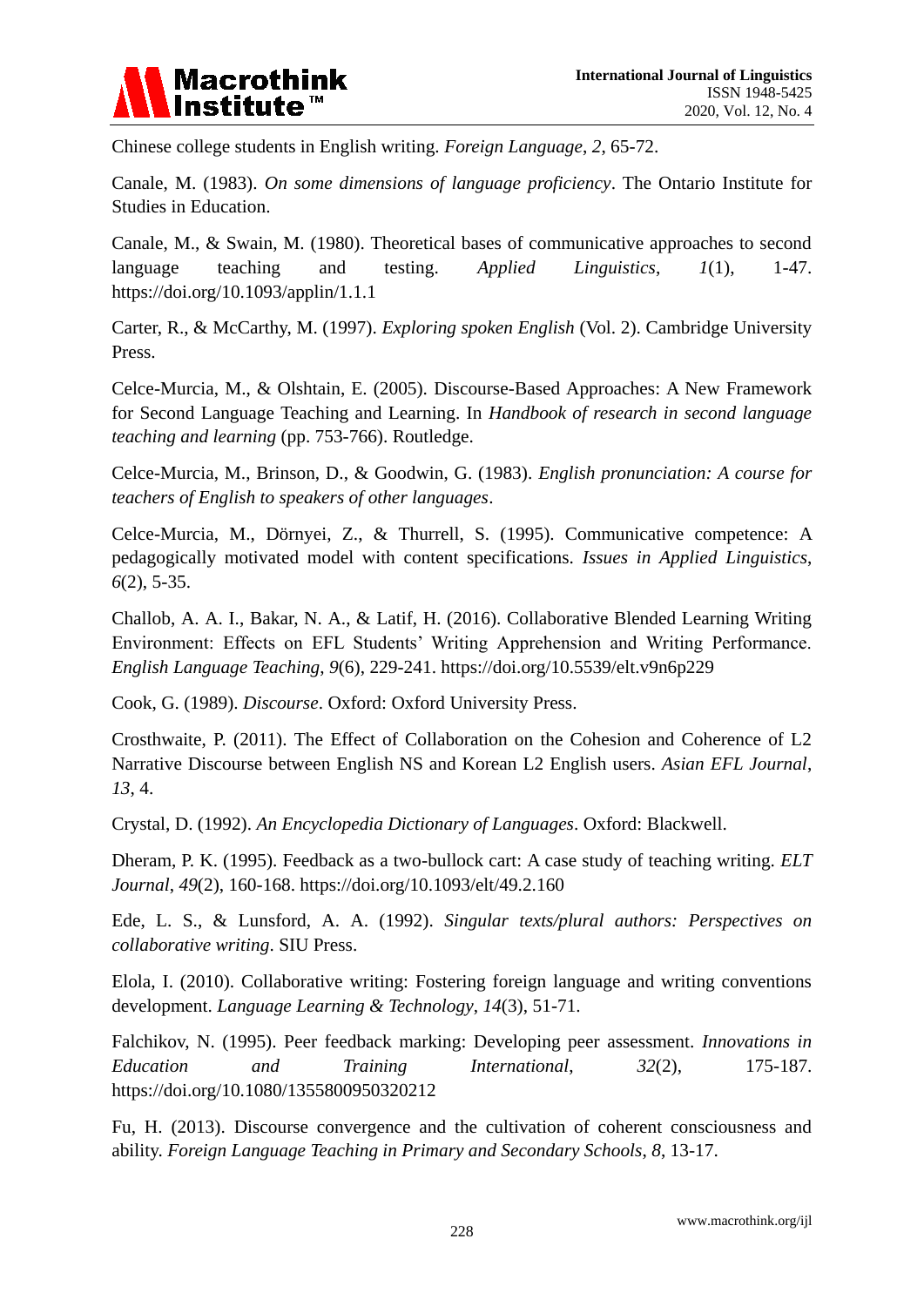Chinese college students in English writing. *Foreign Language*, *2*, 65-72.

Canale, M. (1983). *On some dimensions of language proficiency*. The Ontario Institute for Studies in Education.

Canale, M., & Swain, M. (1980). Theoretical bases of communicative approaches to second language teaching and testing. *Applied Linguistics*, *1*(1), 1-47. https://doi.org/10.1093/applin/1.1.1

Carter, R., & McCarthy, M. (1997). *Exploring spoken English* (Vol. 2). Cambridge University Press.

Celce-Murcia, M., & Olshtain, E. (2005). Discourse-Based Approaches: A New Framework for Second Language Teaching and Learning. In *Handbook of research in second language teaching and learning* (pp. 753-766). Routledge.

Celce-Murcia, M., Brinson, D., & Goodwin, G. (1983). *English pronunciation: A course for teachers of English to speakers of other languages*.

Celce-Murcia, M., Dörnyei, Z., & Thurrell, S. (1995). Communicative competence: A pedagogically motivated model with content specifications. *Issues in Applied Linguistics*, *6*(2), 5-35.

Challob, A. A. I., Bakar, N. A., & Latif, H. (2016). Collaborative Blended Learning Writing Environment: Effects on EFL Students' Writing Apprehension and Writing Performance. *English Language Teaching*, *9*(6), 229-241. https://doi.org/10.5539/elt.v9n6p229

Cook, G. (1989). *Discourse*. Oxford: Oxford University Press.

Crosthwaite, P. (2011). The Effect of Collaboration on the Cohesion and Coherence of L2 Narrative Discourse between English NS and Korean L2 English users. *Asian EFL Journal*, *13*, 4.

Crystal, D. (1992). *An Encyclopedia Dictionary of Languages*. Oxford: Blackwell.

Dheram, P. K. (1995). Feedback as a two-bullock cart: A case study of teaching writing. *ELT Journal*, *49*(2), 160-168. https://doi.org/10.1093/elt/49.2.160

Ede, L. S., & Lunsford, A. A. (1992). *Singular texts/plural authors: Perspectives on collaborative writing*. SIU Press.

Elola, I. (2010). Collaborative writing: Fostering foreign language and writing conventions development. *Language Learning & Technology*, *14*(3), 51-71.

Falchikov, N. (1995). Peer feedback marking: Developing peer assessment. *Innovations in Education and Training International*, *32*(2), 175-187. https://doi.org/10.1080/1355800950320212

Fu, H. (2013). Discourse convergence and the cultivation of coherent consciousness and ability. *Foreign Language Teaching in Primary and Secondary Schools*, *8*, 13-17.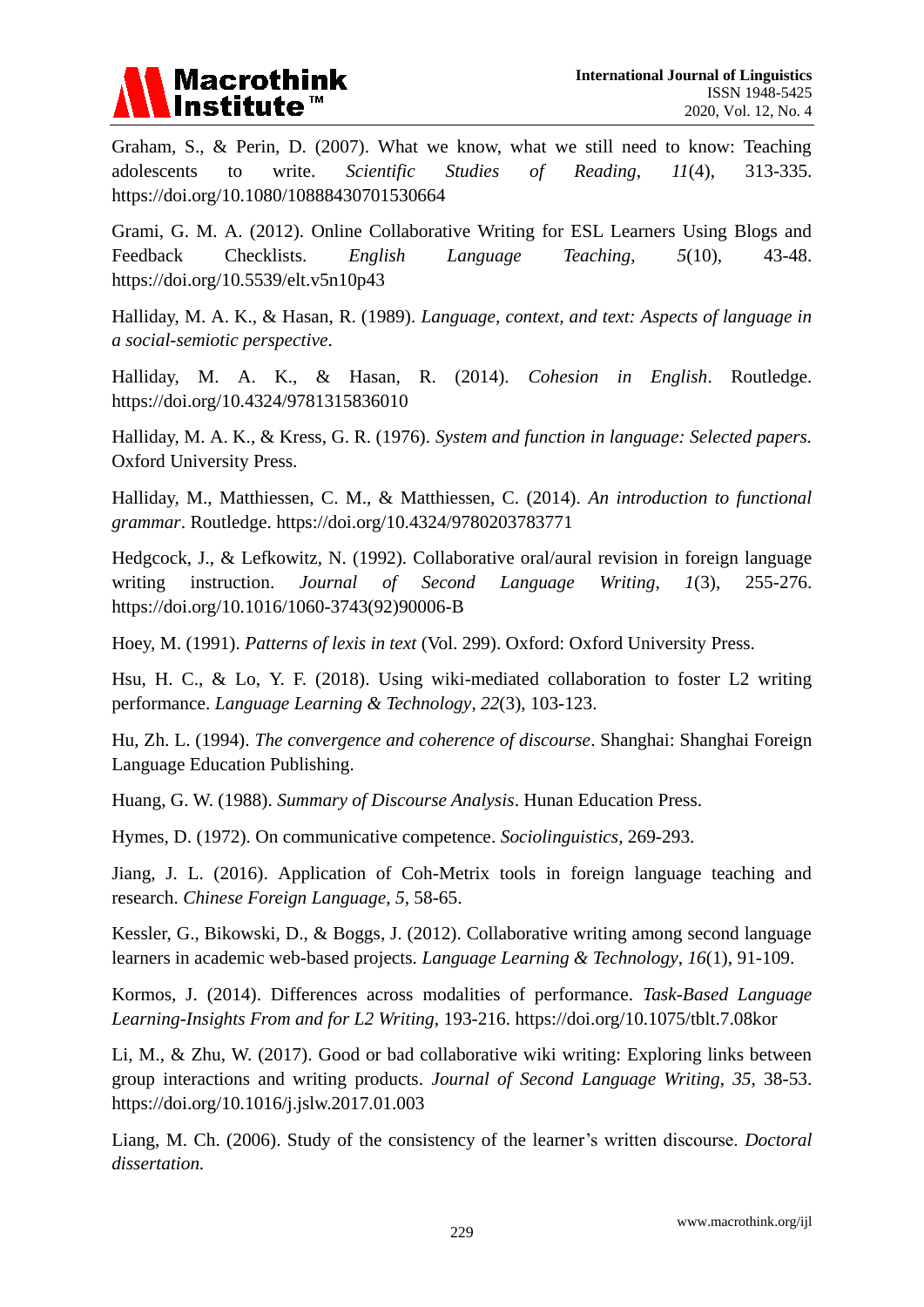Graham, S., & Perin, D. (2007). What we know, what we still need to know: Teaching adolescents to write. *Scientific Studies of Reading*, *11*(4), 313-335. https://doi.org/10.1080/10888430701530664

Grami, G. M. A. (2012). Online Collaborative Writing for ESL Learners Using Blogs and Feedback Checklists. *English Language Teaching*, *5*(10), 43-48. https://doi.org/10.5539/elt.v5n10p43

Halliday, M. A. K., & Hasan, R. (1989). *Language, context, and text: Aspects of language in a social-semiotic perspective*.

Halliday, M. A. K., & Hasan, R. (2014). *Cohesion in English*. Routledge. https://doi.org/10.4324/9781315836010

Halliday, M. A. K., & Kress, G. R. (1976). *System and function in language: Selected papers.* Oxford University Press.

Halliday, M., Matthiessen, C. M., & Matthiessen, C. (2014). *An introduction to functional grammar*. Routledge. https://doi.org/10.4324/9780203783771

Hedgcock, J., & Lefkowitz, N. (1992). Collaborative oral/aural revision in foreign language writing instruction. *Journal of Second Language Writing*, *1*(3), 255-276. https://doi.org/10.1016/1060-3743(92)90006-B

Hoey, M. (1991). *Patterns of lexis in text* (Vol. 299). Oxford: Oxford University Press.

Hsu, H. C., & Lo, Y. F. (2018). Using wiki-mediated collaboration to foster L2 writing performance. *Language Learning & Technology*, *22*(3), 103-123.

Hu, Zh. L. (1994). *The convergence and coherence of discourse*. Shanghai: Shanghai Foreign Language Education Publishing.

Huang, G. W. (1988). *Summary of Discourse Analysis*. Hunan Education Press.

Hymes, D. (1972). On communicative competence. *Sociolinguistics*, 269-293.

Jiang, J. L. (2016). Application of Coh-Metrix tools in foreign language teaching and research. *Chinese Foreign Language*, *5*, 58-65.

Kessler, G., Bikowski, D., & Boggs, J. (2012). Collaborative writing among second language learners in academic web-based projects. *Language Learning & Technology*, *16*(1), 91-109.

Kormos, J. (2014). Differences across modalities of performance. *Task-Based Language Learning-Insights From and for L2 Writing*, 193-216. https://doi.org/10.1075/tblt.7.08kor

Li, M., & Zhu, W. (2017). Good or bad collaborative wiki writing: Exploring links between group interactions and writing products. *Journal of Second Language Writing*, *35*, 38-53. https://doi.org/10.1016/j.jslw.2017.01.003

Liang, M. Ch. (2006). Study of the consistency of the learner's written discourse. *Doctoral dissertation.*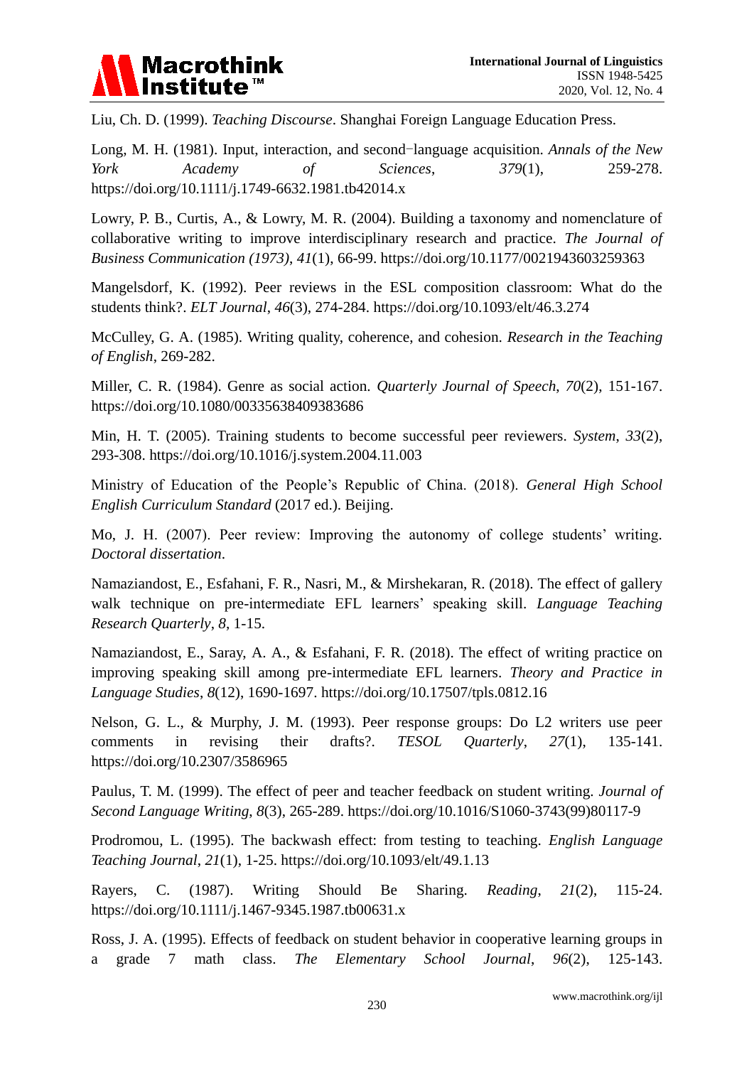Liu, Ch. D. (1999). *Teaching Discourse*. Shanghai Foreign Language Education Press.

Long, M. H. (1981). Input, interaction, and second‐language acquisition. *Annals of the New York Academy of Sciences*, *379*(1), 259-278. https://doi.org/10.1111/j.1749-6632.1981.tb42014.x

Lowry, P. B., Curtis, A., & Lowry, M. R. (2004). Building a taxonomy and nomenclature of collaborative writing to improve interdisciplinary research and practice. *The Journal of Business Communication (1973)*, *41*(1), 66-99. https://doi.org/10.1177/0021943603259363

Mangelsdorf, K. (1992). Peer reviews in the ESL composition classroom: What do the students think?. *ELT Journal*, *46*(3), 274-284. https://doi.org/10.1093/elt/46.3.274

McCulley, G. A. (1985). Writing quality, coherence, and cohesion. *Research in the Teaching of English*, 269-282.

Miller, C. R. (1984). Genre as social action. *Quarterly Journal of Speech*, *70*(2), 151-167. https://doi.org/10.1080/00335638409383686

Min, H. T. (2005). Training students to become successful peer reviewers. *System*, *33*(2), 293-308. https://doi.org/10.1016/j.system.2004.11.003

Ministry of Education of the People's Republic of China. (2018). *General High School English Curriculum Standard* (2017 ed.). Beijing.

Mo, J. H. (2007). Peer review: Improving the autonomy of college students' writing. *Doctoral dissertation*.

Namaziandost, E., Esfahani, F. R., Nasri, M., & Mirshekaran, R. (2018). The effect of gallery walk technique on pre-intermediate EFL learners' speaking skill. *Language Teaching Research Quarterly*, *8*, 1-15.

Namaziandost, E., Saray, A. A., & Esfahani, F. R. (2018). The effect of writing practice on improving speaking skill among pre-intermediate EFL learners. *Theory and Practice in Language Studies*, *8*(12), 1690-1697. https://doi.org/10.17507/tpls.0812.16

Nelson, G. L., & Murphy, J. M. (1993). Peer response groups: Do L2 writers use peer comments in revising their drafts?. *TESOL Quarterly*, *27*(1), 135-141. https://doi.org/10.2307/3586965

Paulus, T. M. (1999). The effect of peer and teacher feedback on student writing. *Journal of Second Language Writing*, *8*(3), 265-289. https://doi.org/10.1016/S1060-3743(99)80117-9

Prodromou, L. (1995). The backwash effect: from testing to teaching. *English Language Teaching Journal*, *21*(1), 1-25. https://doi.org/10.1093/elt/49.1.13

Rayers, C. (1987). Writing Should Be Sharing. *Reading*, *21*(2), 115-24. https://doi.org/10.1111/j.1467-9345.1987.tb00631.x

Ross, J. A. (1995). Effects of feedback on student behavior in cooperative learning groups in a grade 7 math class. *The Elementary School Journal*, *96*(2), 125-143.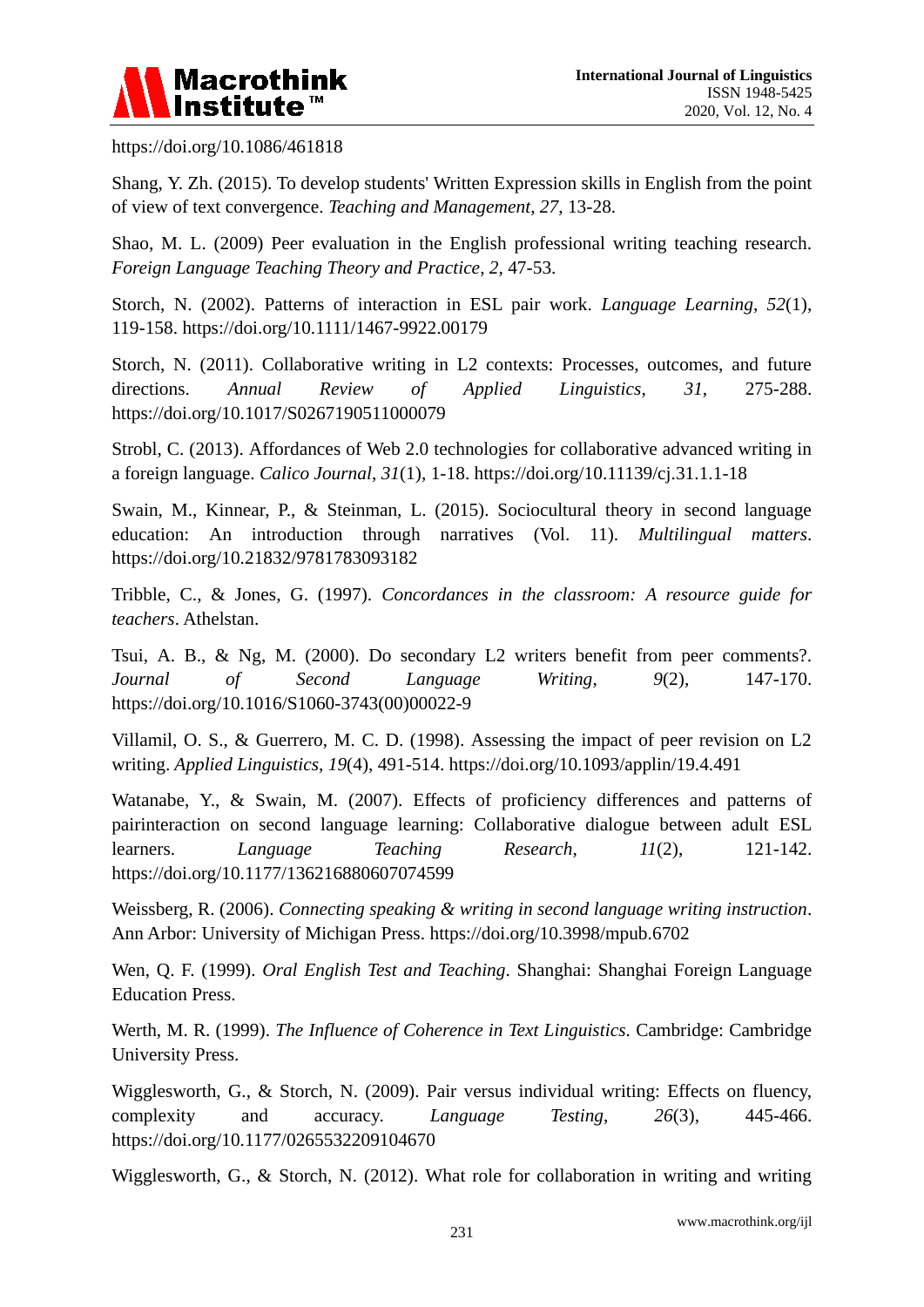https://doi.org/10.1086/461818

Shang, Y. Zh. (2015). To develop students' Written Expression skills in English from the point of view of text convergence. *Teaching and Management*, *27*, 13-28.

Shao, M. L. (2009) Peer evaluation in the English professional writing teaching research. *Foreign Language Teaching Theory and Practice*, *2*, 47-53.

Storch, N. (2002). Patterns of interaction in ESL pair work. *Language Learning*, *52*(1), 119-158. https://doi.org/10.1111/1467-9922.00179

Storch, N. (2011). Collaborative writing in L2 contexts: Processes, outcomes, and future directions. *Annual Review of Applied Linguistics*, *31*, 275-288. https://doi.org/10.1017/S0267190511000079

Strobl, C. (2013). Affordances of Web 2.0 technologies for collaborative advanced writing in a foreign language. *Calico Journal*, *31*(1), 1-18. https://doi.org/10.11139/cj.31.1.1-18

Swain, M., Kinnear, P., & Steinman, L. (2015). Sociocultural theory in second language education: An introduction through narratives (Vol. 11). *Multilingual matters*. https://doi.org/10.21832/9781783093182

Tribble, C., & Jones, G. (1997). *Concordances in the classroom: A resource guide for teachers*. Athelstan.

Tsui, A. B., & Ng, M. (2000). Do secondary L2 writers benefit from peer comments?. *Journal of Second Language Writing*, *9*(2), 147-170. https://doi.org/10.1016/S1060-3743(00)00022-9

Villamil, O. S., & Guerrero, M. C. D. (1998). Assessing the impact of peer revision on L2 writing. *Applied Linguistics*, *19*(4), 491-514. https://doi.org/10.1093/applin/19.4.491

Watanabe, Y., & Swain, M. (2007). Effects of proficiency differences and patterns of pairinteraction on second language learning: Collaborative dialogue between adult ESL learners. *Language Teaching Research*, *11*(2), 121-142. https://doi.org/10.1177/136216880607074599

Weissberg, R. (2006). *Connecting speaking & writing in second language writing instruction*. Ann Arbor: University of Michigan Press. https://doi.org/10.3998/mpub.6702

Wen, Q. F. (1999). *Oral English Test and Teaching*. Shanghai: Shanghai Foreign Language Education Press.

Werth, M. R. (1999). *The Influence of Coherence in Text Linguistics*. Cambridge: Cambridge University Press.

Wigglesworth, G., & Storch, N. (2009). Pair versus individual writing: Effects on fluency, complexity and accuracy. *Language Testing*, *26*(3), 445-466. https://doi.org/10.1177/0265532209104670

Wigglesworth, G., & Storch, N. (2012). What role for collaboration in writing and writing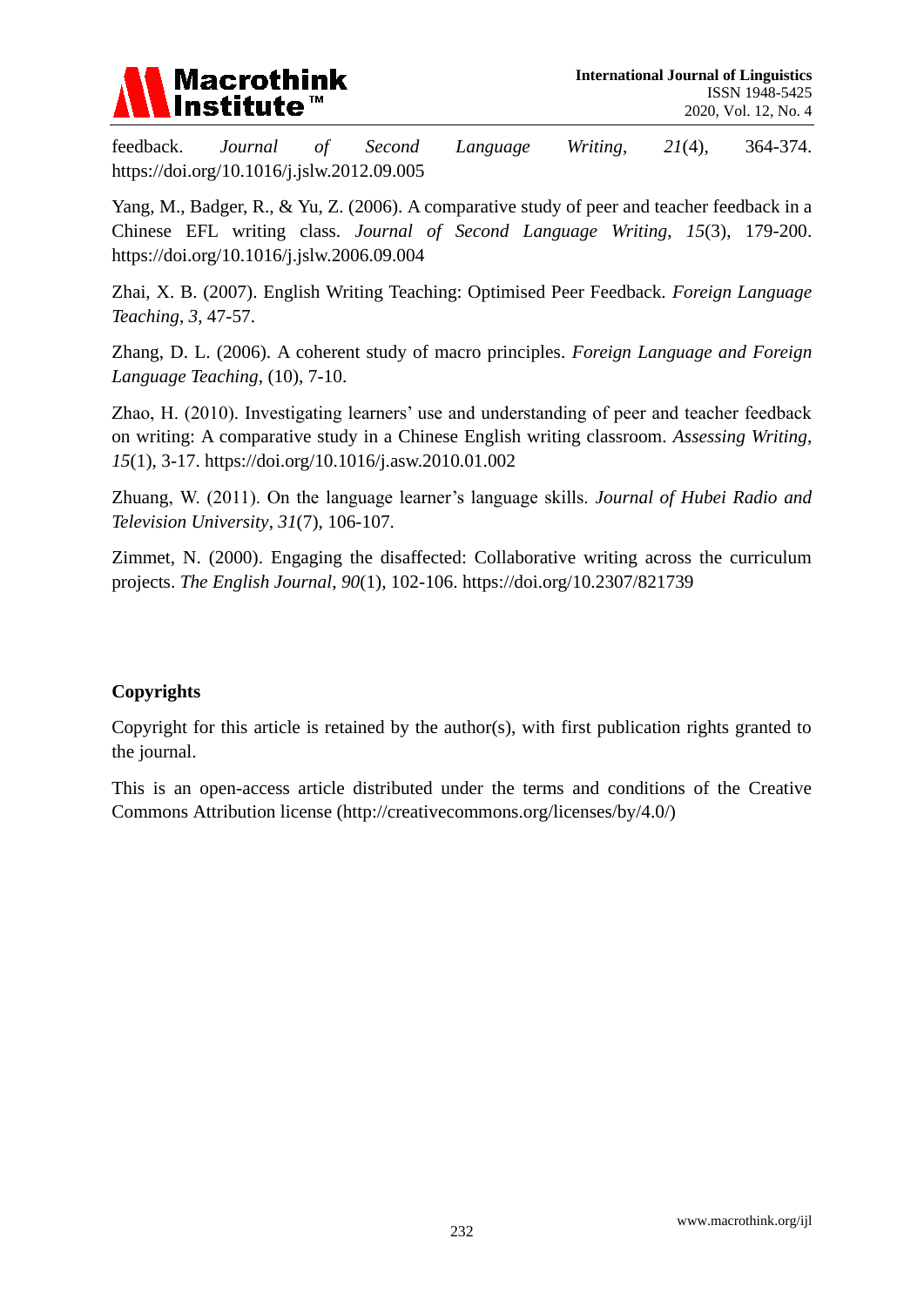feedback. *Journal of Second Language Writing*, *21*(4), 364-374. https://doi.org/10.1016/j.jslw.2012.09.005

Yang, M., Badger, R., & Yu, Z. (2006). A comparative study of peer and teacher feedback in a Chinese EFL writing class. *Journal of Second Language Writing*, *15*(3), 179-200. https://doi.org/10.1016/j.jslw.2006.09.004

Zhai, X. B. (2007). English Writing Teaching: Optimised Peer Feedback. *Foreign Language Teaching*, *3*, 47-57.

Zhang, D. L. (2006). A coherent study of macro principles. *Foreign Language and Foreign Language Teaching*, (10), 7-10.

Zhao, H. (2010). Investigating learners' use and understanding of peer and teacher feedback on writing: A comparative study in a Chinese English writing classroom. *Assessing Writing*, *15*(1), 3-17. https://doi.org/10.1016/j.asw.2010.01.002

Zhuang, W. (2011). On the language learner's language skills. *Journal of Hubei Radio and Television University*, *31*(7), 106-107.

Zimmet, N. (2000). Engaging the disaffected: Collaborative writing across the curriculum projects. *The English Journal*, *90*(1), 102-106. https://doi.org/10.2307/821739

## Copyrights

Copyright for this article is retained by the author(s), with first publication rights granted to the journal.

This is an open-access article distributed under the terms and conditions of the Creative Commons Attribution license (http://creativecommons.org/licenses/by/4.0/)